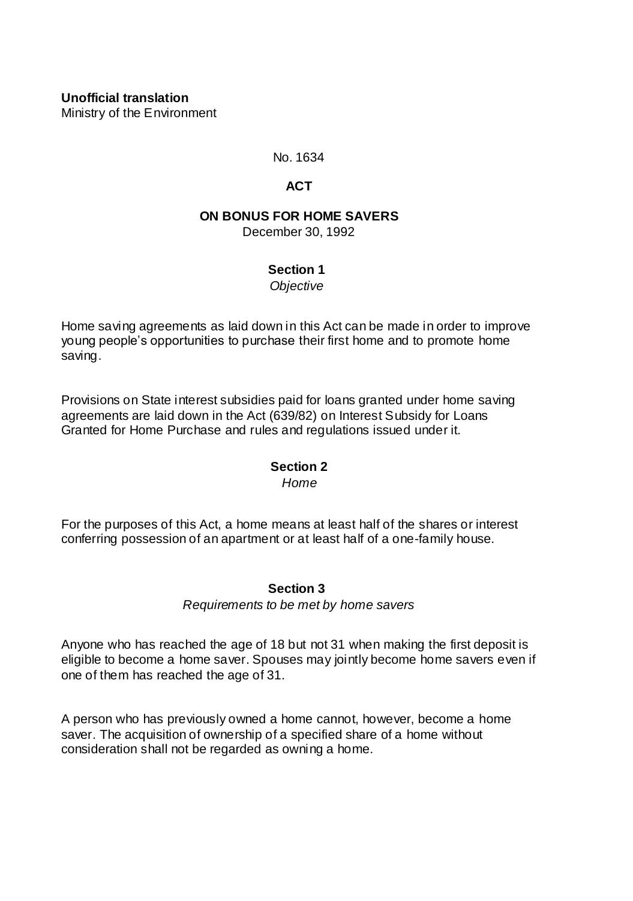**Unofficial translation**
Ministry of the Environment

No. 1634

# ACT

# ON BONUS FOR HOME SAVERS

December 30, 1992

## Section 1

*Objective*

Home saving agreements as laid down in this Act can be made in order to improve young people's opportunities to purchase their first home and to promote home saving.

Provisions on State interest subsidies paid for loans granted under home saving agreements are laid down in the Act (639/82) on Interest Subsidy for Loans Granted for Home Purchase and rules and regulations issued under it.

## Section 2

*Home*

For the purposes of this Act, a home means at least half of the shares or interest conferring possession of an apartment or at least half of a one-family house.

## Section 3

*Requirements to be met by home savers*

Anyone who has reached the age of 18 but not 31 when making the first deposit is eligible to become a home saver. Spouses may jointly become home savers even if one of them has reached the age of 31.

A person who has previously owned a home cannot, however, become a home saver. The acquisition of ownership of a specified share of a home without consideration shall not be regarded as owning a home.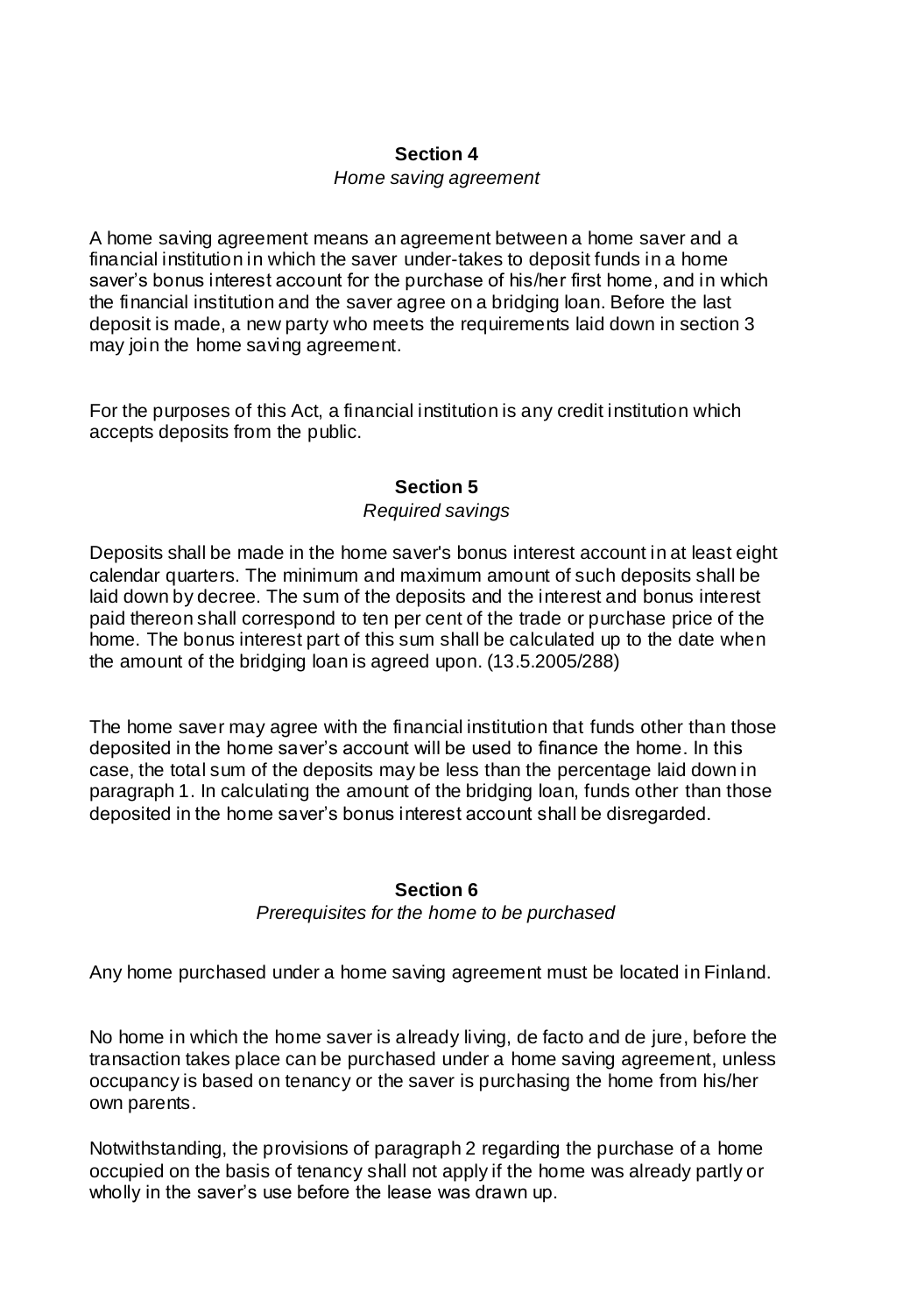## Section 4

*Home saving agreement*

A home saving agreement means an agreement between a home saver and a financial institution in which the saver under-takes to deposit funds in a home saver's bonus interest account for the purchase of his/her first home, and in which the financial institution and the saver agree on a bridging loan. Before the last deposit is made, a new party who meets the requirements laid down in section 3 may join the home saving agreement.

For the purposes of this Act, a financial institution is any credit institution which accepts deposits from the public.

## Section 5

*Required savings*

Deposits shall be made in the home saver's bonus interest account in at least eight calendar quarters. The minimum and maximum amount of such deposits shall be laid down by decree. The sum of the deposits and the interest and bonus interest paid thereon shall correspond to ten per cent of the trade or purchase price of the home. The bonus interest part of this sum shall be calculated up to the date when the amount of the bridging loan is agreed upon. (13.5.2005/288)

The home saver may agree with the financial institution that funds other than those deposited in the home saver's account will be used to finance the home. In this case, the total sum of the deposits may be less than the percentage laid down in paragraph 1. In calculating the amount of the bridging loan, funds other than those deposited in the home saver's bonus interest account shall be disregarded.

## Section 6

*Prerequisites for the home to be purchased*

Any home purchased under a home saving agreement must be located in Finland.

No home in which the home saver is already living, de facto and de jure, before the transaction takes place can be purchased under a home saving agreement, unless occupancy is based on tenancy or the saver is purchasing the home from his/her own parents.

Notwithstanding, the provisions of paragraph 2 regarding the purchase of a home occupied on the basis of tenancy shall not apply if the home was already partly or wholly in the saver's use before the lease was drawn up.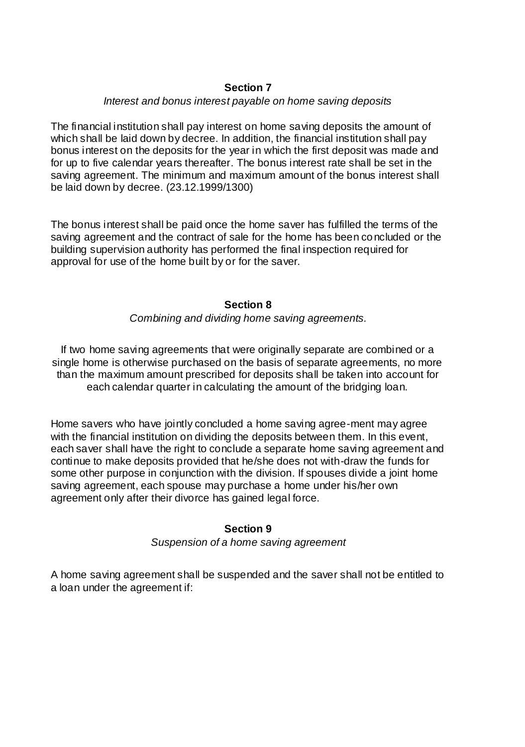## Section 7

*Interest and bonus interest payable on home saving deposits*

The financial institution shall pay interest on home saving deposits the amount of which shall be laid down by decree. In addition, the financial institution shall pay bonus interest on the deposits for the year in which the first deposit was made and for up to five calendar years thereafter. The bonus interest rate shall be set in the saving agreement. The minimum and maximum amount of the bonus interest shall be laid down by decree. (23.12.1999/1300)

The bonus interest shall be paid once the home saver has fulfilled the terms of the saving agreement and the contract of sale for the home has been concluded or the building supervision authority has performed the final inspection required for approval for use of the home built by or for the saver.

## Section 8

*Combining and dividing home saving agreements.*

If two home saving agreements that were originally separate are combined or a single home is otherwise purchased on the basis of separate agreements, no more than the maximum amount prescribed for deposits shall be taken into account for each calendar quarter in calculating the amount of the bridging loan.

Home savers who have jointly concluded a home saving agree-ment may agree with the financial institution on dividing the deposits between them. In this event, each saver shall have the right to conclude a separate home saving agreement and continue to make deposits provided that he/she does not with-draw the funds for some other purpose in conjunction with the division. If spouses divide a joint home saving agreement, each spouse may purchase a home under his/her own agreement only after their divorce has gained legal force.

## Section 9

*Suspension of a home saving agreement*

A home saving agreement shall be suspended and the saver shall not be entitled to a loan under the agreement if: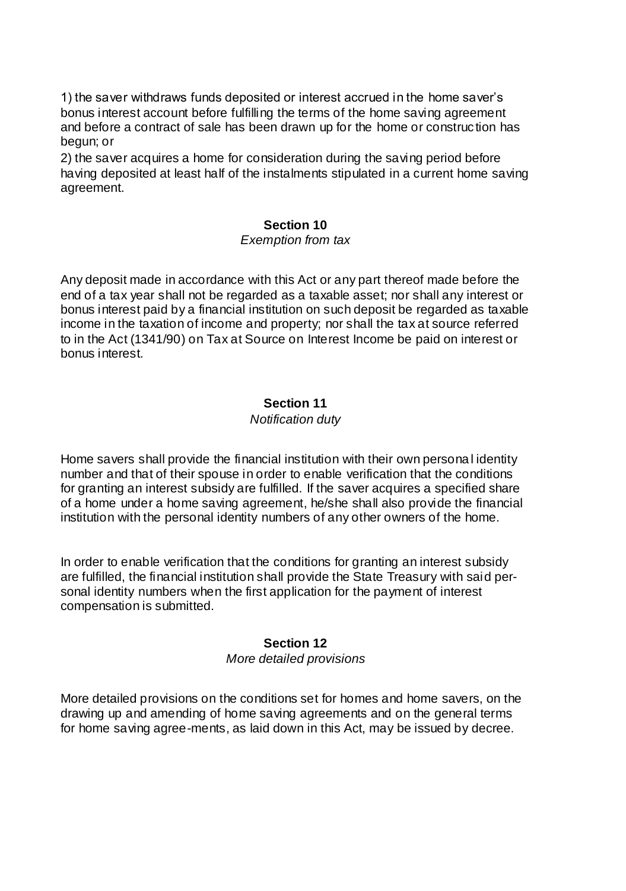1) the saver withdraws funds deposited or interest accrued in the home saver's bonus interest account before fulfilling the terms of the home saving agreement and before a contract of sale has been drawn up for the home or construction has begun; or

2) the saver acquires a home for consideration during the saving period before having deposited at least half of the instalments stipulated in a current home saving agreement.

### Section 10

*Exemption from tax*

Any deposit made in accordance with this Act or any part thereof made before the end of a tax year shall not be regarded as a taxable asset; nor shall any interest or bonus interest paid by a financial institution on such deposit be regarded as taxable income in the taxation of income and property; nor shall the tax at source referred to in the Act (1341/90) on Tax at Source on Interest Income be paid on interest or bonus interest.

### Section 11

*Notification duty*

Home savers shall provide the financial institution with their own personal identity number and that of their spouse in order to enable verification that the conditions for granting an interest subsidy are fulfilled. If the saver acquires a specified share of a home under a home saving agreement, he/she shall also provide the financial institution with the personal identity numbers of any other owners of the home.

In order to enable verification that the conditions for granting an interest subsidy are fulfilled, the financial institution shall provide the State Treasury with said personal identity numbers when the first application for the payment of interest compensation is submitted.

### Section 12

*More detailed provisions*

More detailed provisions on the conditions set for homes and home savers, on the drawing up and amending of home saving agreements and on the general terms for home saving agree-ments, as laid down in this Act, may be issued by decree.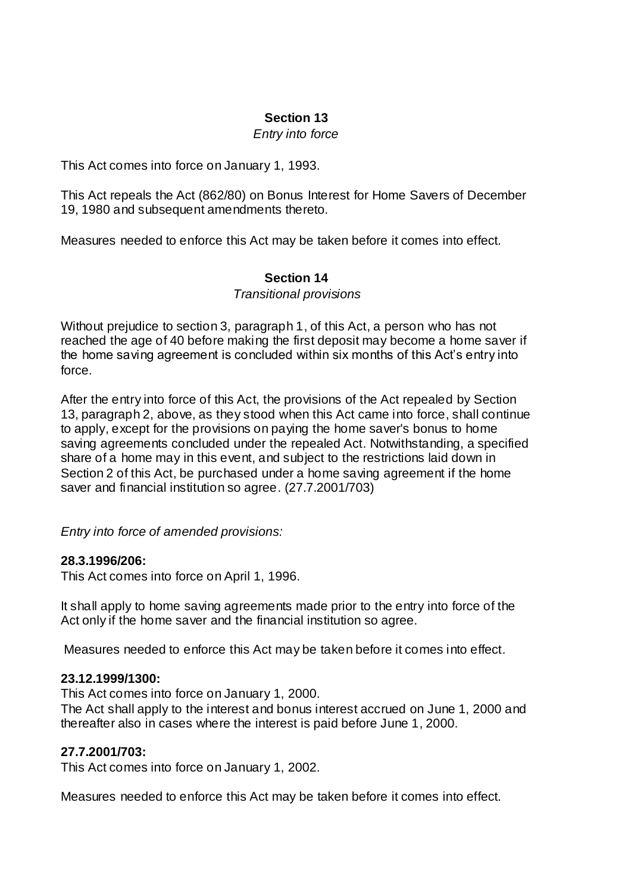### Section 13

*Entry into force*

This Act comes into force on January 1, 1993.

This Act repeals the Act (862/80) on Bonus Interest for Home Savers of December 19, 1980 and subsequent amendments thereto.

Measures needed to enforce this Act may be taken before it comes into effect.

### Section 14

*Transitional provisions*

Without prejudice to section 3, paragraph 1, of this Act, a person who has not reached the age of 40 before making the first deposit may become a home saver if the home saving agreement is concluded within six months of this Act's entry into force.

After the entry into force of this Act, the provisions of the Act repealed by Section 13, paragraph 2, above, as they stood when this Act came into force, shall continue to apply, except for the provisions on paying the home saver's bonus to home saving agreements concluded under the repealed Act. Notwithstanding, a specified share of a home may in this event, and subject to the restrictions laid down in Section 2 of this Act, be purchased under a home saving agreement if the home saver and financial institution so agree. (27.7.2001/703)

*Entry into force of amended provisions:*

**28.3.1996/206:**

This Act comes into force on April 1, 1996.

It shall apply to home saving agreements made prior to the entry into force of the Act only if the home saver and the financial institution so agree.

Measures needed to enforce this Act may be taken before it comes into effect.

**23.12.1999/1300:**

This Act comes into force on January 1, 2000.
The Act shall apply to the interest and bonus interest accrued on June 1, 2000 and thereafter also in cases where the interest is paid before June 1, 2000.

**27.7.2001/703:**

This Act comes into force on January 1, 2002.

Measures needed to enforce this Act may be taken before it comes into effect.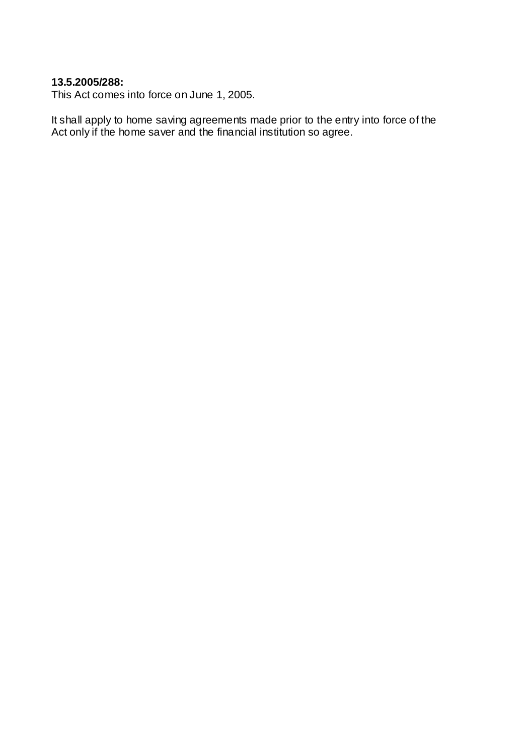**13.5.2005/288:**
This Act comes into force on June 1, 2005.

It shall apply to home saving agreements made prior to the entry into force of the Act only if the home saver and the financial institution so agree.